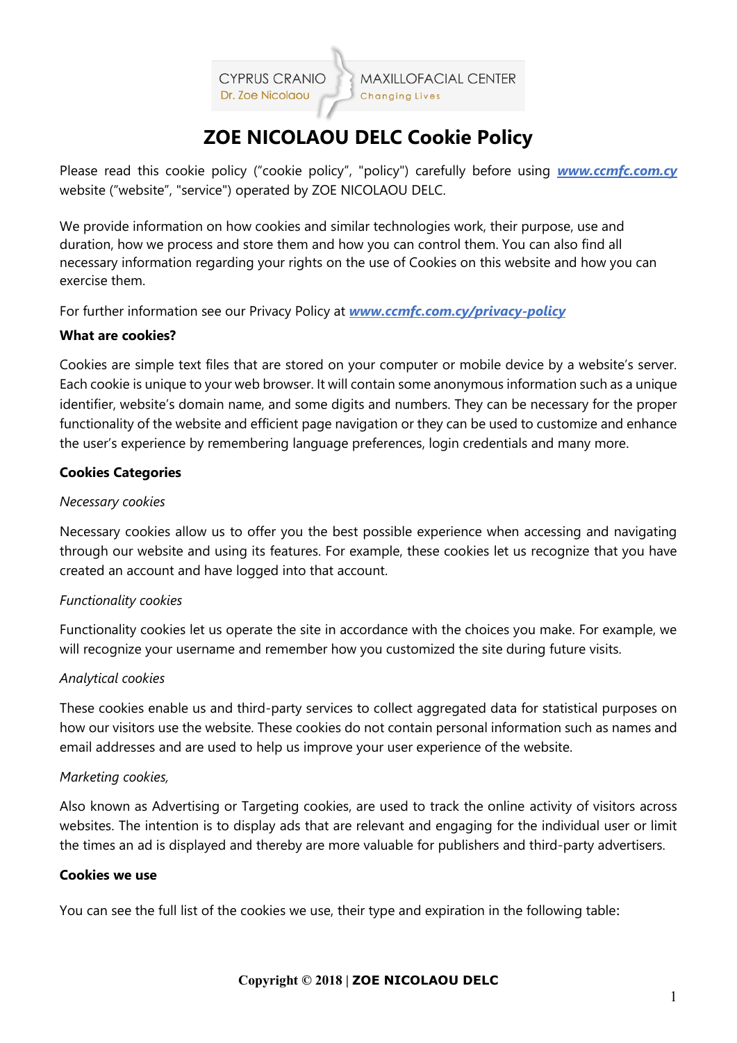CYPRUS CRANIO MAXILLOFACIAL CENTER
Dr. Zoe Nicolaou
Changing Lives

# ZOE NICOLAOU DELC Cookie Policy

Please read this cookie policy ("cookie policy", "policy") carefully before using ***www.ccmfc.com.cy*** website ("website", "service") operated by ZOE NICOLAOU DELC.

We provide information on how cookies and similar technologies work, their purpose, use and duration, how we process and store them and how you can control them. You can also find all necessary information regarding your rights on the use of Cookies on this website and how you can exercise them.

For further information see our Privacy Policy at ***www.ccmfc.com.cy/privacy-policy***

**What are cookies?**

Cookies are simple text files that are stored on your computer or mobile device by a website's server. Each cookie is unique to your web browser. It will contain some anonymous information such as a unique identifier, website's domain name, and some digits and numbers. They can be necessary for the proper functionality of the website and efficient page navigation or they can be used to customize and enhance the user's experience by remembering language preferences, login credentials and many more.

**Cookies Categories**

*Necessary cookies*

Necessary cookies allow us to offer you the best possible experience when accessing and navigating through our website and using its features. For example, these cookies let us recognize that you have created an account and have logged into that account.

*Functionality cookies*

Functionality cookies let us operate the site in accordance with the choices you make. For example, we will recognize your username and remember how you customized the site during future visits.

*Analytical cookies*

These cookies enable us and third-party services to collect aggregated data for statistical purposes on how our visitors use the website. These cookies do not contain personal information such as names and email addresses and are used to help us improve your user experience of the website.

*Marketing cookies,*

Also known as Advertising or Targeting cookies, are used to track the online activity of visitors across websites. The intention is to display ads that are relevant and engaging for the individual user or limit the times an ad is displayed and thereby are more valuable for publishers and third-party advertisers.

**Cookies we use**

You can see the full list of the cookies we use, their type and expiration in the following table:

**Copyright © 2018 | ZOE NICOLAOU DELC**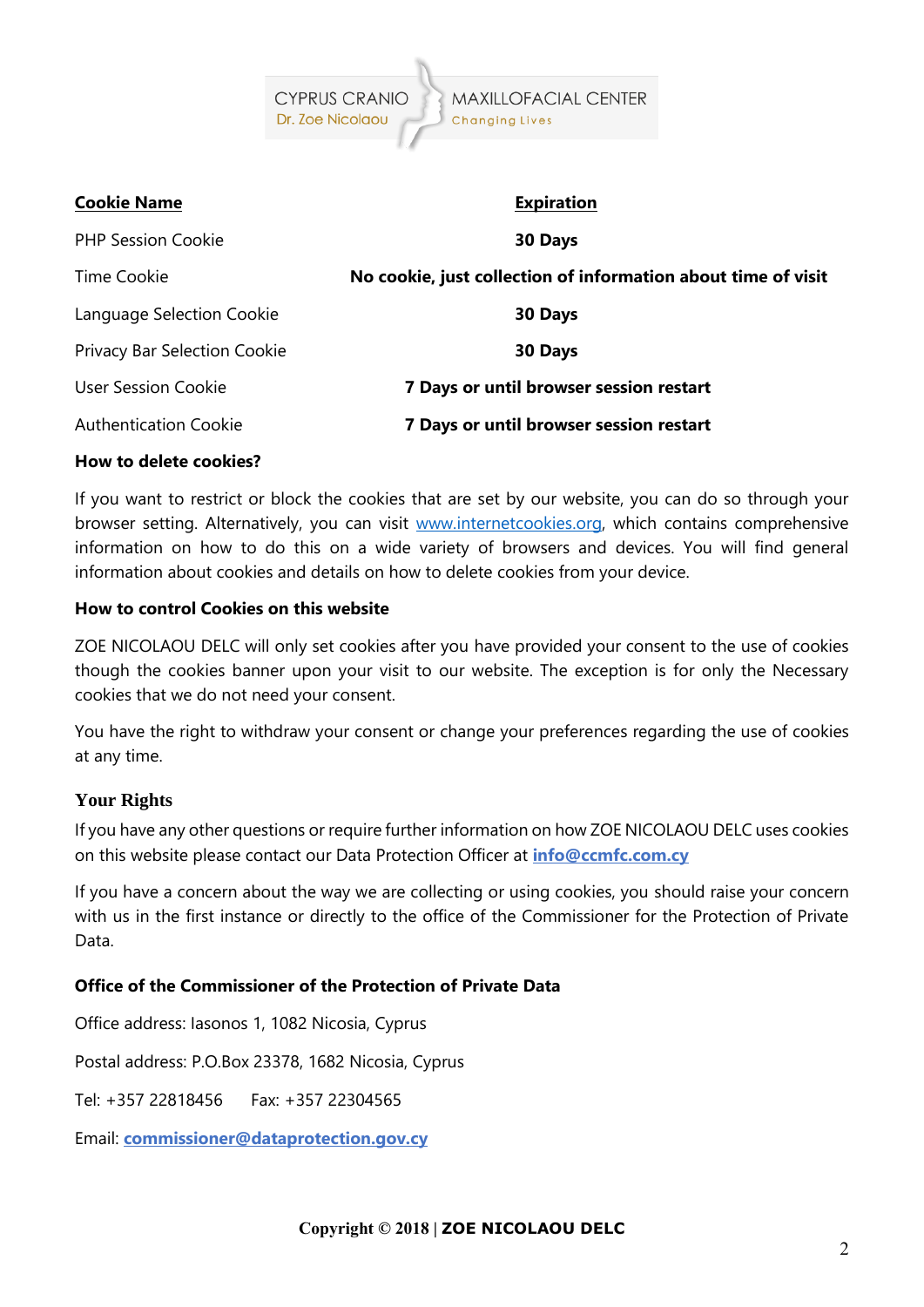| Cookie Name | Expiration |
| --- | --- |
| PHP Session Cookie | **30 Days** |
| Time Cookie | **No cookie, just collection of information about time of visit** |
| Language Selection Cookie | **30 Days** |
| Privacy Bar Selection Cookie | **30 Days** |
| User Session Cookie | **7 Days or until browser session restart** |
| Authentication Cookie | **7 Days or until browser session restart** |

**How to delete cookies?**

If you want to restrict or block the cookies that are set by our website, you can do so through your browser setting. Alternatively, you can visit www.internetcookies.org, which contains comprehensive information on how to do this on a wide variety of browsers and devices. You will find general information about cookies and details on how to delete cookies from your device.

**How to control Cookies on this website**

ZOE NICOLAOU DELC will only set cookies after you have provided your consent to the use of cookies though the cookies banner upon your visit to our website. The exception is for only the Necessary cookies that we do not need your consent.

You have the right to withdraw your consent or change your preferences regarding the use of cookies at any time.

**Your Rights**

If you have any other questions or require further information on how ZOE NICOLAOU DELC uses cookies on this website please contact our Data Protection Officer at **info@ccmfc.com.cy**

If you have a concern about the way we are collecting or using cookies, you should raise your concern with us in the first instance or directly to the office of the Commissioner for the Protection of Private Data.

**Office of the Commissioner of the Protection of Private Data**

Office address: Iasonos 1, 1082 Nicosia, Cyprus

Postal address: P.O.Box 23378, 1682 Nicosia, Cyprus

Tel: +357 22818456 Fax: +357 22304565

Email: **commissioner@dataprotection.gov.cy**

**Copyright © 2018 | ZOE NICOLAOU DELC**